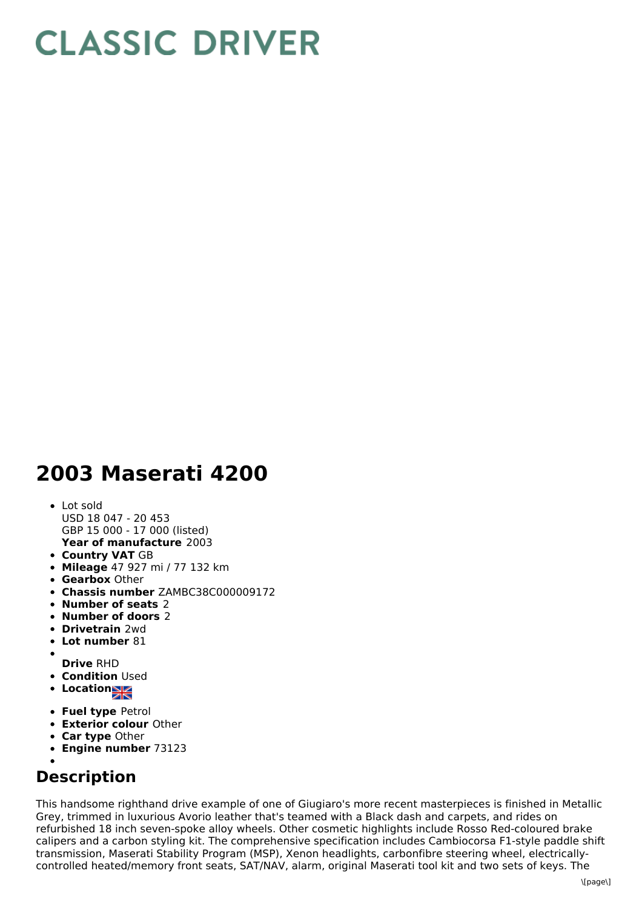# CLASSIC DRIVER

# 2003 Maserati 4200

- Lot sold
  USD 18 047 - 20 453
  GBP 15 000 - 17 000 (listed)
  **Year of manufacture** 2003
- **Country VAT** GB
- **Mileage** 47 927 mi / 77 132 km
- **Gearbox** Other
- **Chassis number** ZAMBC38C000009172
- **Number of seats** 2
- **Number of doors** 2
- **Drivetrain** 2wd
- **Lot number** 81
- 
  **Drive** RHD
- **Condition** Used
- **Location**
- **Fuel type** Petrol
- **Exterior colour** Other
- **Car type** Other
- **Engine number** 73123
- 

## Description

This handsome righthand drive example of one of Giugiaro's more recent masterpieces is finished in Metallic Grey, trimmed in luxurious Avorio leather that's teamed with a Black dash and carpets, and rides on refurbished 18 inch seven-spoke alloy wheels. Other cosmetic highlights include Rosso Red-coloured brake calipers and a carbon styling kit. The comprehensive specification includes Cambiocorsa F1-style paddle shift transmission, Maserati Stability Program (MSP), Xenon headlights, carbonfibre steering wheel, electrically-controlled heated/memory front seats, SAT/NAV, alarm, original Maserati tool kit and two sets of keys. The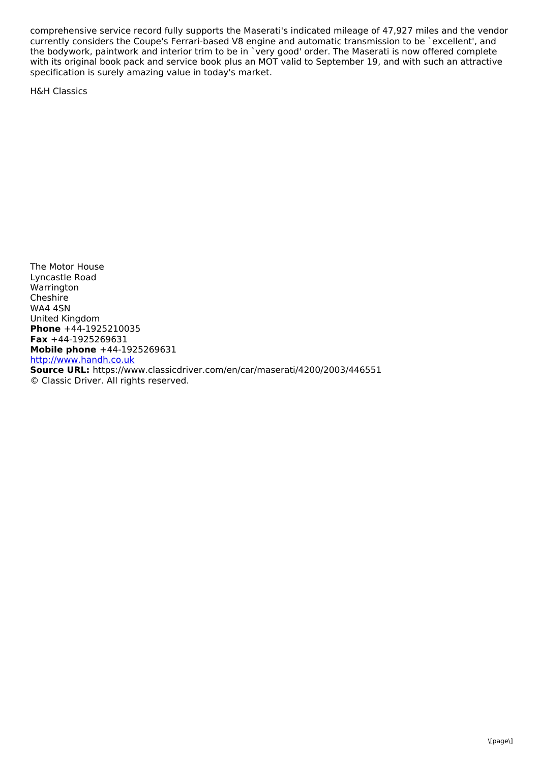comprehensive service record fully supports the Maserati's indicated mileage of 47,927 miles and the vendor currently considers the Coupe's Ferrari-based V8 engine and automatic transmission to be `excellent', and the bodywork, paintwork and interior trim to be in `very good' order. The Maserati is now offered complete with its original book pack and service book plus an MOT valid to September 19, and with such an attractive specification is surely amazing value in today's market.

H&H Classics

The Motor House
Lyncastle Road
Warrington
Cheshire
WA4 4SN
United Kingdom
**Phone** +44-1925210035
**Fax** +44-1925269631
**Mobile phone** +44-1925269631
[http://www.handh.co.uk](http://www.handh.co.uk)
**Source URL:** https://www.classicdriver.com/en/car/maserati/4200/2003/446551
© Classic Driver. All rights reserved.